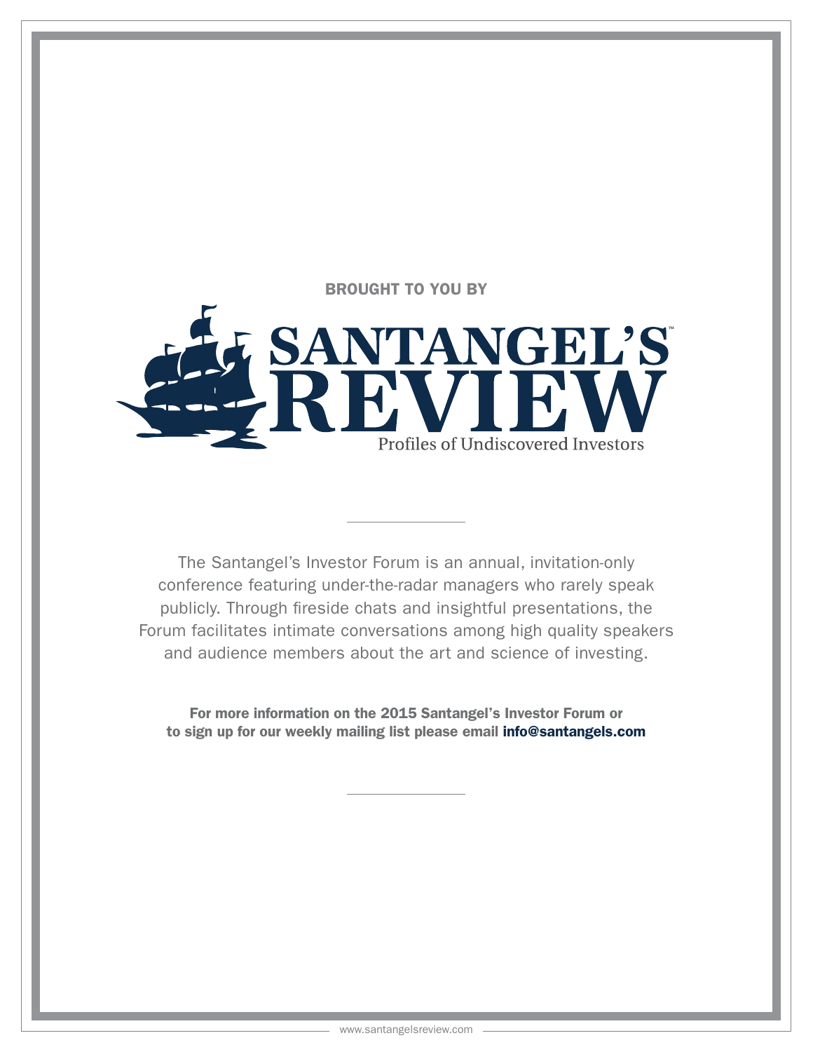BROUGHT TO YOU BY

# SANTANGEL'S™ REVIEW

Profiles of Undiscovered Investors

---

The Santangel's Investor Forum is an annual, invitation-only conference featuring under-the-radar managers who rarely speak publicly. Through fireside chats and insightful presentations, the Forum facilitates intimate conversations among high quality speakers and audience members about the art and science of investing.

**For more information on the 2015 Santangel's Investor Forum or to sign up for our weekly mailing list please email info@santangels.com**

---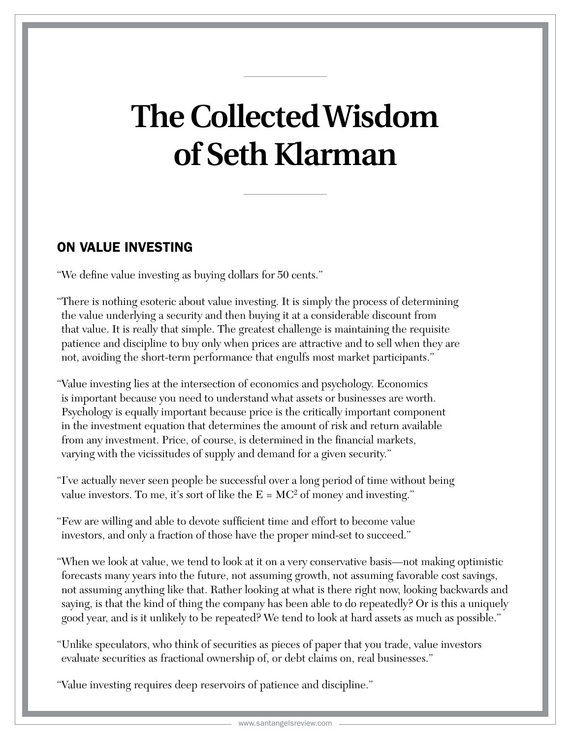# The Collected Wisdom of Seth Klarman

## ON VALUE INVESTING

"We define value investing as buying dollars for 50 cents."

"There is nothing esoteric about value investing. It is simply the process of determining the value underlying a security and then buying it at a considerable discount from that value. It is really that simple. The greatest challenge is maintaining the requisite patience and discipline to buy only when prices are attractive and to sell when they are not, avoiding the short-term performance that engulfs most market participants."

"Value investing lies at the intersection of economics and psychology. Economics is important because you need to understand what assets or businesses are worth. Psychology is equally important because price is the critically important component in the investment equation that determines the amount of risk and return available from any investment. Price, of course, is determined in the financial markets, varying with the vicissitudes of supply and demand for a given security."

"I've actually never seen people be successful over a long period of time without being value investors. To me, it's sort of like the $E = MC^2$ of money and investing."

"Few are willing and able to devote sufficient time and effort to become value investors, and only a fraction of those have the proper mind-set to succeed."

"When we look at value, we tend to look at it on a very conservative basis—not making optimistic forecasts many years into the future, not assuming growth, not assuming favorable cost savings, not assuming anything like that. Rather looking at what is there right now, looking backwards and saying, is that the kind of thing the company has been able to do repeatedly? Or is this a uniquely good year, and is it unlikely to be repeated? We tend to look at hard assets as much as possible."

"Unlike speculators, who think of securities as pieces of paper that you trade, value investors evaluate securities as fractional ownership of, or debt claims on, real businesses."

"Value investing requires deep reservoirs of patience and discipline."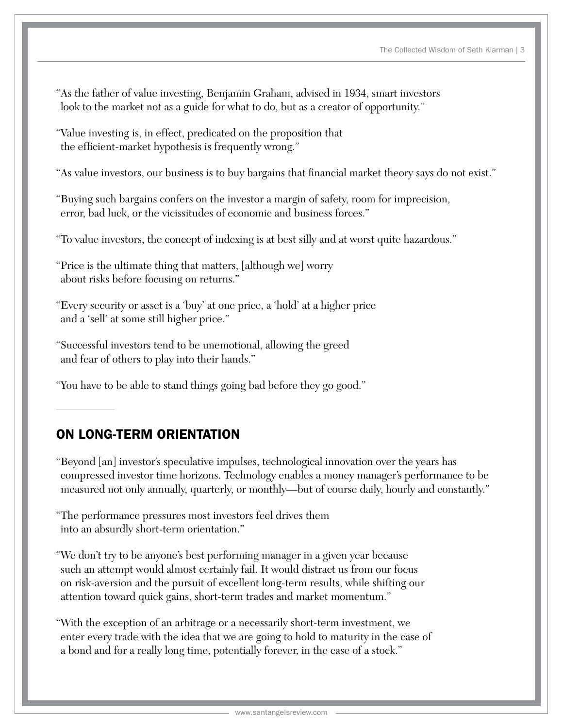"As the father of value investing, Benjamin Graham, advised in 1934, smart investors look to the market not as a guide for what to do, but as a creator of opportunity."

"Value investing is, in effect, predicated on the proposition that the efficient-market hypothesis is frequently wrong."

"As value investors, our business is to buy bargains that financial market theory says do not exist."

"Buying such bargains confers on the investor a margin of safety, room for imprecision, error, bad luck, or the vicissitudes of economic and business forces."

"To value investors, the concept of indexing is at best silly and at worst quite hazardous."

"Price is the ultimate thing that matters, [although we] worry about risks before focusing on returns."

"Every security or asset is a 'buy' at one price, a 'hold' at a higher price and a 'sell' at some still higher price."

"Successful investors tend to be unemotional, allowing the greed and fear of others to play into their hands."

"You have to be able to stand things going bad before they go good."

## ON LONG-TERM ORIENTATION

"Beyond [an] investor's speculative impulses, technological innovation over the years has compressed investor time horizons. Technology enables a money manager's performance to be measured not only annually, quarterly, or monthly—but of course daily, hourly and constantly."

"The performance pressures most investors feel drives them into an absurdly short-term orientation."

"We don't try to be anyone's best performing manager in a given year because such an attempt would almost certainly fail. It would distract us from our focus on risk-aversion and the pursuit of excellent long-term results, while shifting our attention toward quick gains, short-term trades and market momentum."

"With the exception of an arbitrage or a necessarily short-term investment, we enter every trade with the idea that we are going to hold to maturity in the case of a bond and for a really long time, potentially forever, in the case of a stock."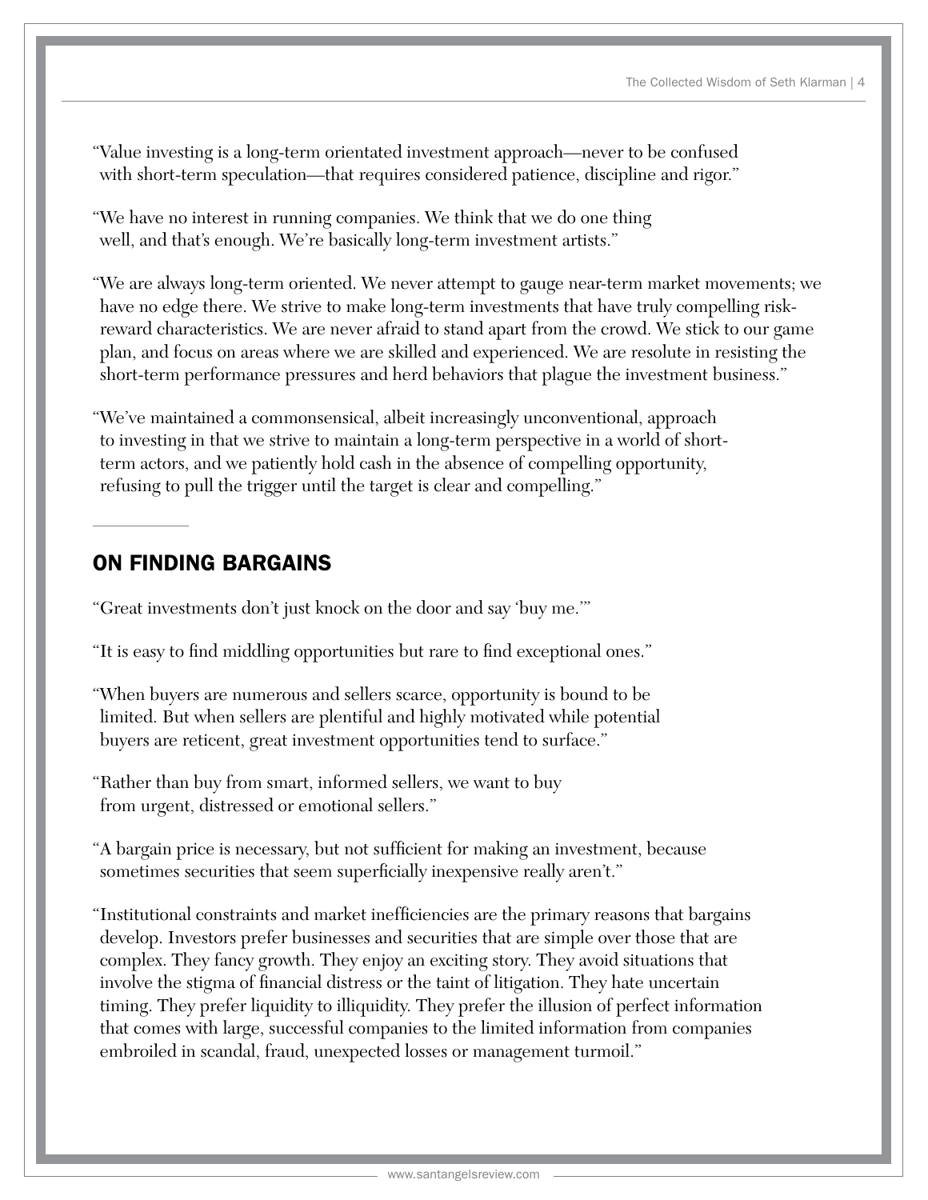"Value investing is a long-term orientated investment approach—never to be confused with short-term speculation—that requires considered patience, discipline and rigor."

"We have no interest in running companies. We think that we do one thing well, and that's enough. We're basically long-term investment artists."

"We are always long-term oriented. We never attempt to gauge near-term market movements; we have no edge there. We strive to make long-term investments that have truly compelling risk-reward characteristics. We are never afraid to stand apart from the crowd. We stick to our game plan, and focus on areas where we are skilled and experienced. We are resolute in resisting the short-term performance pressures and herd behaviors that plague the investment business."

"We've maintained a commonsensical, albeit increasingly unconventional, approach to investing in that we strive to maintain a long-term perspective in a world of short-term actors, and we patiently hold cash in the absence of compelling opportunity, refusing to pull the trigger until the target is clear and compelling."

## ON FINDING BARGAINS

"Great investments don't just knock on the door and say 'buy me.'"

"It is easy to find middling opportunities but rare to find exceptional ones."

"When buyers are numerous and sellers scarce, opportunity is bound to be limited. But when sellers are plentiful and highly motivated while potential buyers are reticent, great investment opportunities tend to surface."

"Rather than buy from smart, informed sellers, we want to buy from urgent, distressed or emotional sellers."

"A bargain price is necessary, but not sufficient for making an investment, because sometimes securities that seem superficially inexpensive really aren't."

"Institutional constraints and market inefficiencies are the primary reasons that bargains develop. Investors prefer businesses and securities that are simple over those that are complex. They fancy growth. They enjoy an exciting story. They avoid situations that involve the stigma of financial distress or the taint of litigation. They hate uncertain timing. They prefer liquidity to illiquidity. They prefer the illusion of perfect information that comes with large, successful companies to the limited information from companies embroiled in scandal, fraud, unexpected losses or management turmoil."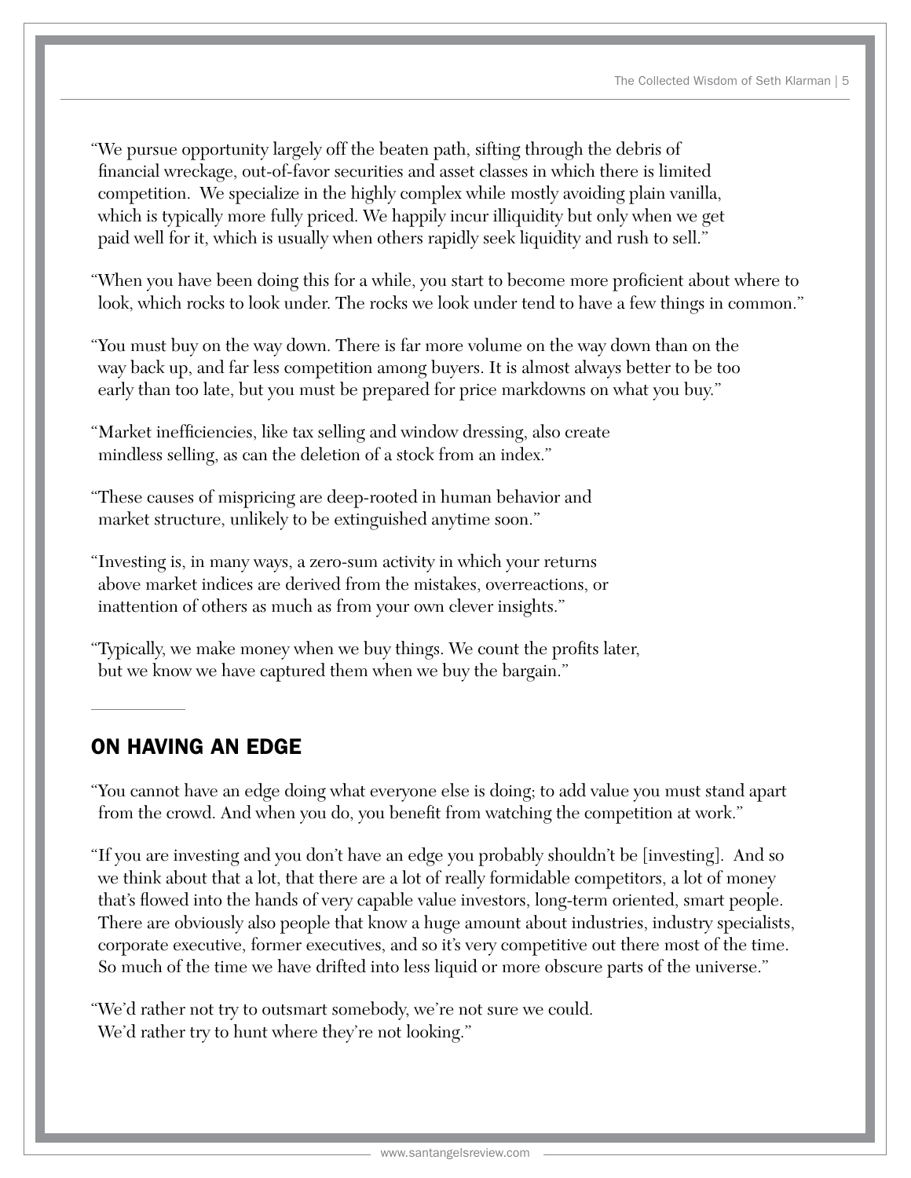"We pursue opportunity largely off the beaten path, sifting through the debris of financial wreckage, out-of-favor securities and asset classes in which there is limited competition. We specialize in the highly complex while mostly avoiding plain vanilla, which is typically more fully priced. We happily incur illiquidity but only when we get paid well for it, which is usually when others rapidly seek liquidity and rush to sell."

"When you have been doing this for a while, you start to become more proficient about where to look, which rocks to look under. The rocks we look under tend to have a few things in common."

"You must buy on the way down. There is far more volume on the way down than on the way back up, and far less competition among buyers. It is almost always better to be too early than too late, but you must be prepared for price markdowns on what you buy."

"Market inefficiencies, like tax selling and window dressing, also create mindless selling, as can the deletion of a stock from an index."

"These causes of mispricing are deep-rooted in human behavior and market structure, unlikely to be extinguished anytime soon."

"Investing is, in many ways, a zero-sum activity in which your returns above market indices are derived from the mistakes, overreactions, or inattention of others as much as from your own clever insights."

"Typically, we make money when we buy things. We count the profits later, but we know we have captured them when we buy the bargain."

## ON HAVING AN EDGE

"You cannot have an edge doing what everyone else is doing; to add value you must stand apart from the crowd. And when you do, you benefit from watching the competition at work."

"If you are investing and you don't have an edge you probably shouldn't be [investing]. And so we think about that a lot, that there are a lot of really formidable competitors, a lot of money that's flowed into the hands of very capable value investors, long-term oriented, smart people. There are obviously also people that know a huge amount about industries, industry specialists, corporate executive, former executives, and so it's very competitive out there most of the time. So much of the time we have drifted into less liquid or more obscure parts of the universe."

"We'd rather not try to outsmart somebody, we're not sure we could. We'd rather try to hunt where they're not looking."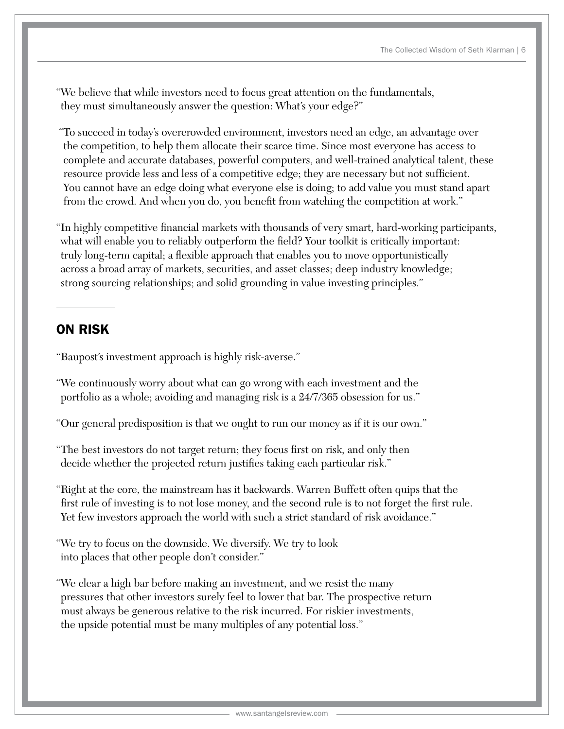"We believe that while investors need to focus great attention on the fundamentals, they must simultaneously answer the question: What's your edge?"

"To succeed in today's overcrowded environment, investors need an edge, an advantage over the competition, to help them allocate their scarce time. Since most everyone has access to complete and accurate databases, powerful computers, and well-trained analytical talent, these resource provide less and less of a competitive edge; they are necessary but not sufficient. You cannot have an edge doing what everyone else is doing; to add value you must stand apart from the crowd. And when you do, you benefit from watching the competition at work."

"In highly competitive financial markets with thousands of very smart, hard-working participants, what will enable you to reliably outperform the field? Your toolkit is critically important: truly long-term capital; a flexible approach that enables you to move opportunistically across a broad array of markets, securities, and asset classes; deep industry knowledge; strong sourcing relationships; and solid grounding in value investing principles."

---

## ON RISK

"Baupost's investment approach is highly risk-averse."

"We continuously worry about what can go wrong with each investment and the portfolio as a whole; avoiding and managing risk is a 24/7/365 obsession for us."

"Our general predisposition is that we ought to run our money as if it is our own."

"The best investors do not target return; they focus first on risk, and only then decide whether the projected return justifies taking each particular risk."

"Right at the core, the mainstream has it backwards. Warren Buffett often quips that the first rule of investing is to not lose money, and the second rule is to not forget the first rule. Yet few investors approach the world with such a strict standard of risk avoidance."

"We try to focus on the downside. We diversify. We try to look into places that other people don't consider."

"We clear a high bar before making an investment, and we resist the many pressures that other investors surely feel to lower that bar. The prospective return must always be generous relative to the risk incurred. For riskier investments, the upside potential must be many multiples of any potential loss."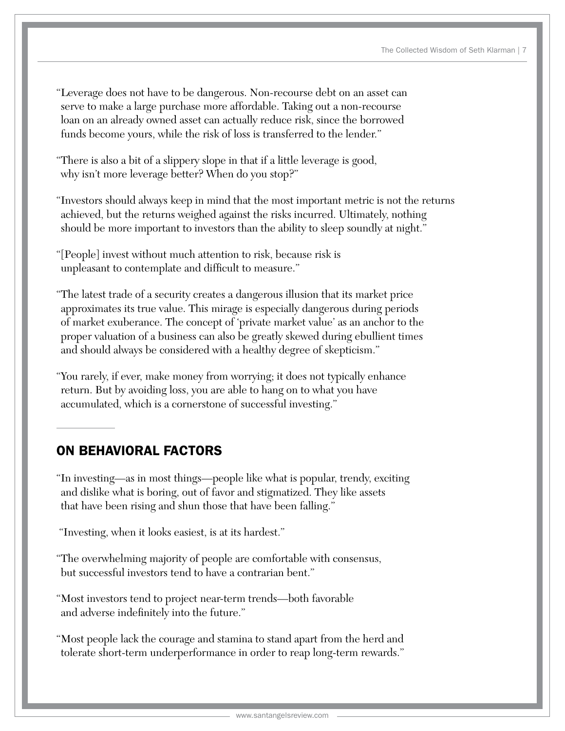"Leverage does not have to be dangerous. Non-recourse debt on an asset can serve to make a large purchase more affordable. Taking out a non-recourse loan on an already owned asset can actually reduce risk, since the borrowed funds become yours, while the risk of loss is transferred to the lender."

"There is also a bit of a slippery slope in that if a little leverage is good, why isn't more leverage better? When do you stop?"

"Investors should always keep in mind that the most important metric is not the returns achieved, but the returns weighed against the risks incurred. Ultimately, nothing should be more important to investors than the ability to sleep soundly at night."

"[People] invest without much attention to risk, because risk is unpleasant to contemplate and difficult to measure."

"The latest trade of a security creates a dangerous illusion that its market price approximates its true value. This mirage is especially dangerous during periods of market exuberance. The concept of 'private market value' as an anchor to the proper valuation of a business can also be greatly skewed during ebullient times and should always be considered with a healthy degree of skepticism."

"You rarely, if ever, make money from worrying; it does not typically enhance return. But by avoiding loss, you are able to hang on to what you have accumulated, which is a cornerstone of successful investing."

## ON BEHAVIORAL FACTORS

"In investing—as in most things—people like what is popular, trendy, exciting and dislike what is boring, out of favor and stigmatized. They like assets that have been rising and shun those that have been falling."

"Investing, when it looks easiest, is at its hardest."

"The overwhelming majority of people are comfortable with consensus, but successful investors tend to have a contrarian bent."

"Most investors tend to project near-term trends—both favorable and adverse indefinitely into the future."

"Most people lack the courage and stamina to stand apart from the herd and tolerate short-term underperformance in order to reap long-term rewards."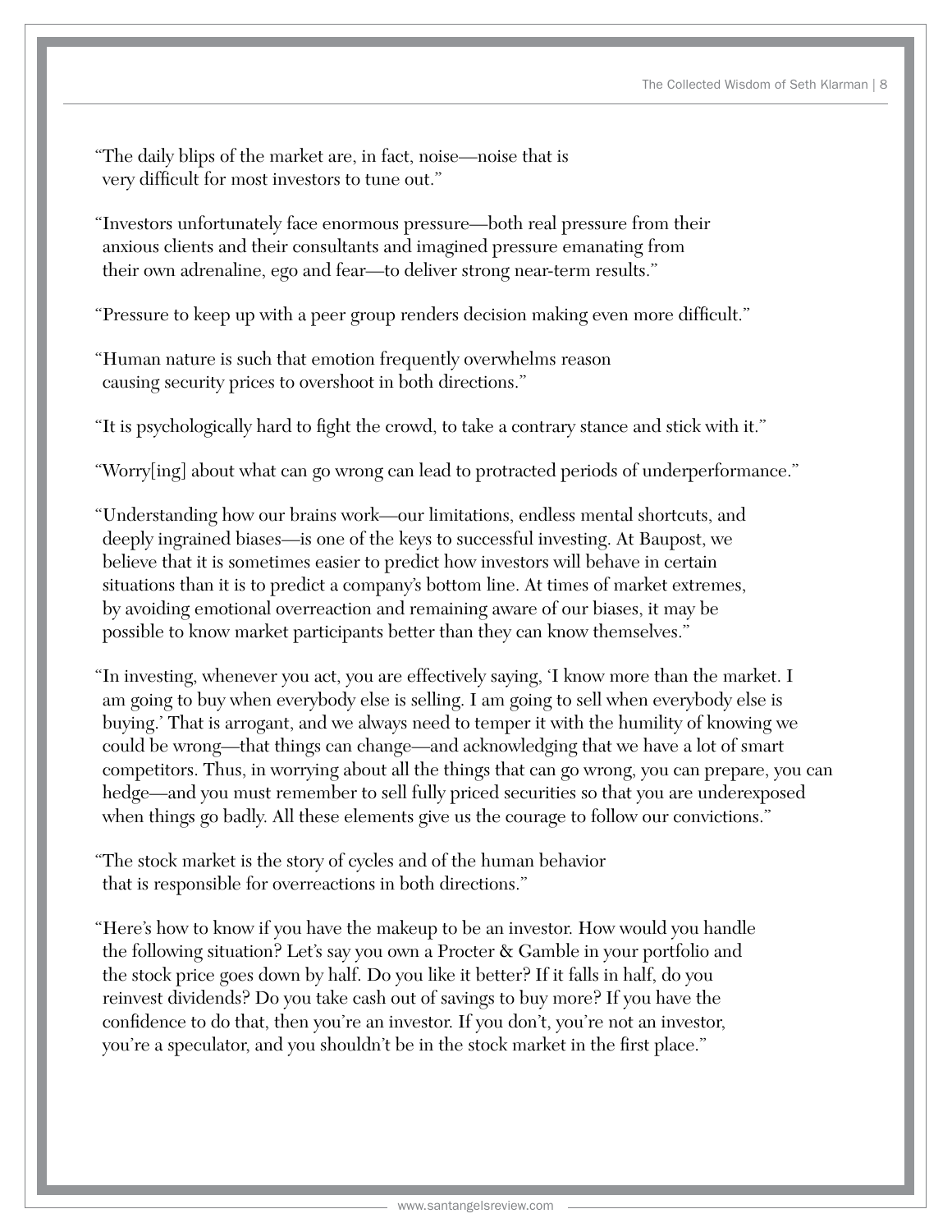"The daily blips of the market are, in fact, noise—noise that is very difficult for most investors to tune out."

"Investors unfortunately face enormous pressure—both real pressure from their anxious clients and their consultants and imagined pressure emanating from their own adrenaline, ego and fear—to deliver strong near-term results."

"Pressure to keep up with a peer group renders decision making even more difficult."

"Human nature is such that emotion frequently overwhelms reason causing security prices to overshoot in both directions."

"It is psychologically hard to fight the crowd, to take a contrary stance and stick with it."

"Worry[ing] about what can go wrong can lead to protracted periods of underperformance."

"Understanding how our brains work—our limitations, endless mental shortcuts, and deeply ingrained biases—is one of the keys to successful investing. At Baupost, we believe that it is sometimes easier to predict how investors will behave in certain situations than it is to predict a company's bottom line. At times of market extremes, by avoiding emotional overreaction and remaining aware of our biases, it may be possible to know market participants better than they can know themselves."

"In investing, whenever you act, you are effectively saying, 'I know more than the market. I am going to buy when everybody else is selling. I am going to sell when everybody else is buying.' That is arrogant, and we always need to temper it with the humility of knowing we could be wrong—that things can change—and acknowledging that we have a lot of smart competitors. Thus, in worrying about all the things that can go wrong, you can prepare, you can hedge—and you must remember to sell fully priced securities so that you are underexposed when things go badly. All these elements give us the courage to follow our convictions."

"The stock market is the story of cycles and of the human behavior that is responsible for overreactions in both directions."

"Here's how to know if you have the makeup to be an investor. How would you handle the following situation? Let's say you own a Procter & Gamble in your portfolio and the stock price goes down by half. Do you like it better? If it falls in half, do you reinvest dividends? Do you take cash out of savings to buy more? If you have the confidence to do that, then you're an investor. If you don't, you're not an investor, you're a speculator, and you shouldn't be in the stock market in the first place."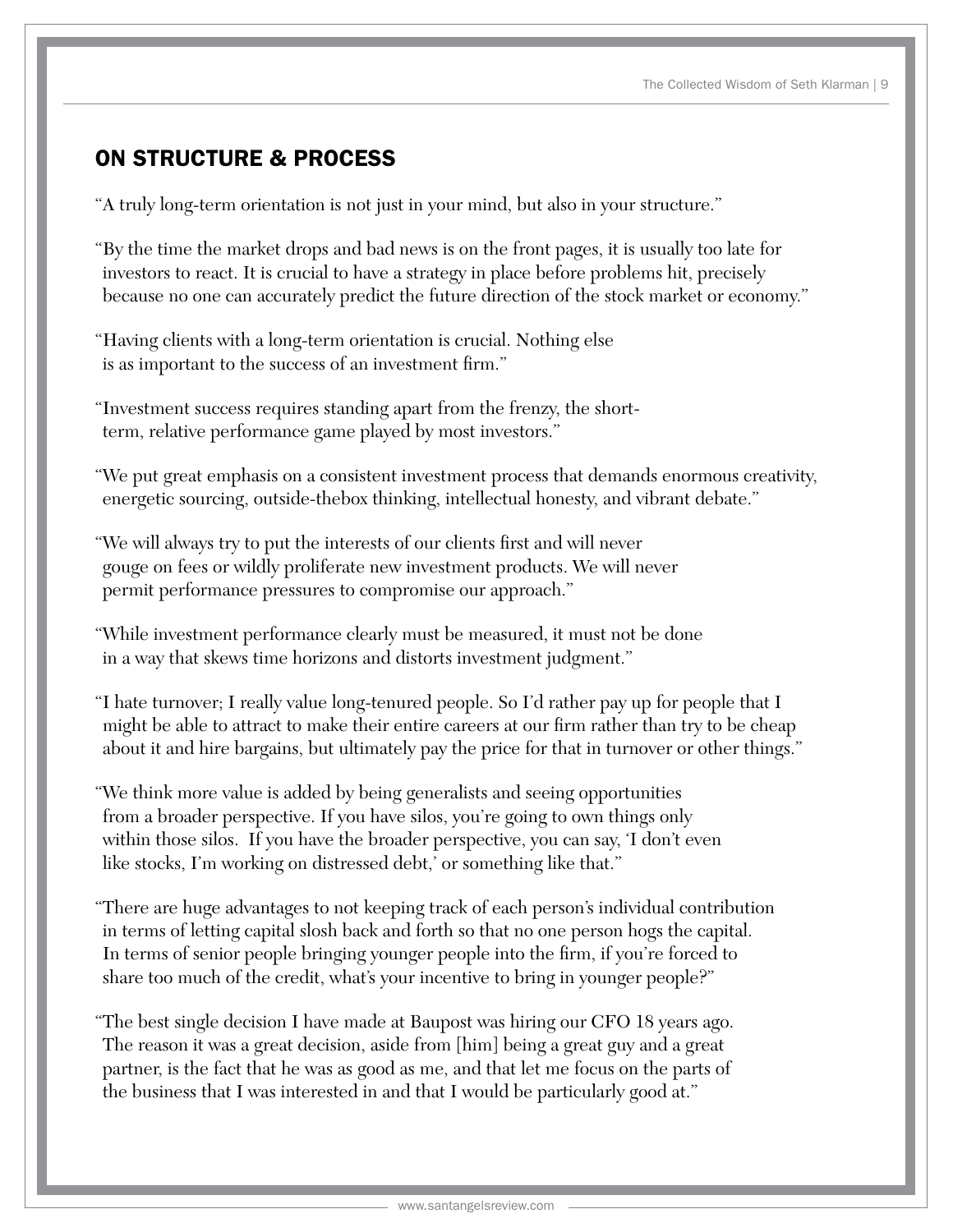## ON STRUCTURE & PROCESS

"A truly long-term orientation is not just in your mind, but also in your structure."

"By the time the market drops and bad news is on the front pages, it is usually too late for investors to react. It is crucial to have a strategy in place before problems hit, precisely because no one can accurately predict the future direction of the stock market or economy."

"Having clients with a long-term orientation is crucial. Nothing else is as important to the success of an investment firm."

"Investment success requires standing apart from the frenzy, the short-term, relative performance game played by most investors."

"We put great emphasis on a consistent investment process that demands enormous creativity, energetic sourcing, outside-thebox thinking, intellectual honesty, and vibrant debate."

"We will always try to put the interests of our clients first and will never gouge on fees or wildly proliferate new investment products. We will never permit performance pressures to compromise our approach."

"While investment performance clearly must be measured, it must not be done in a way that skews time horizons and distorts investment judgment."

"I hate turnover; I really value long-tenured people. So I'd rather pay up for people that I might be able to attract to make their entire careers at our firm rather than try to be cheap about it and hire bargains, but ultimately pay the price for that in turnover or other things."

"We think more value is added by being generalists and seeing opportunities from a broader perspective. If you have silos, you're going to own things only within those silos. If you have the broader perspective, you can say, 'I don't even like stocks, I'm working on distressed debt,' or something like that."

"There are huge advantages to not keeping track of each person's individual contribution in terms of letting capital slosh back and forth so that no one person hogs the capital. In terms of senior people bringing younger people into the firm, if you're forced to share too much of the credit, what's your incentive to bring in younger people?"

"The best single decision I have made at Baupost was hiring our CFO 18 years ago. The reason it was a great decision, aside from [him] being a great guy and a great partner, is the fact that he was as good as me, and that let me focus on the parts of the business that I was interested in and that I would be particularly good at."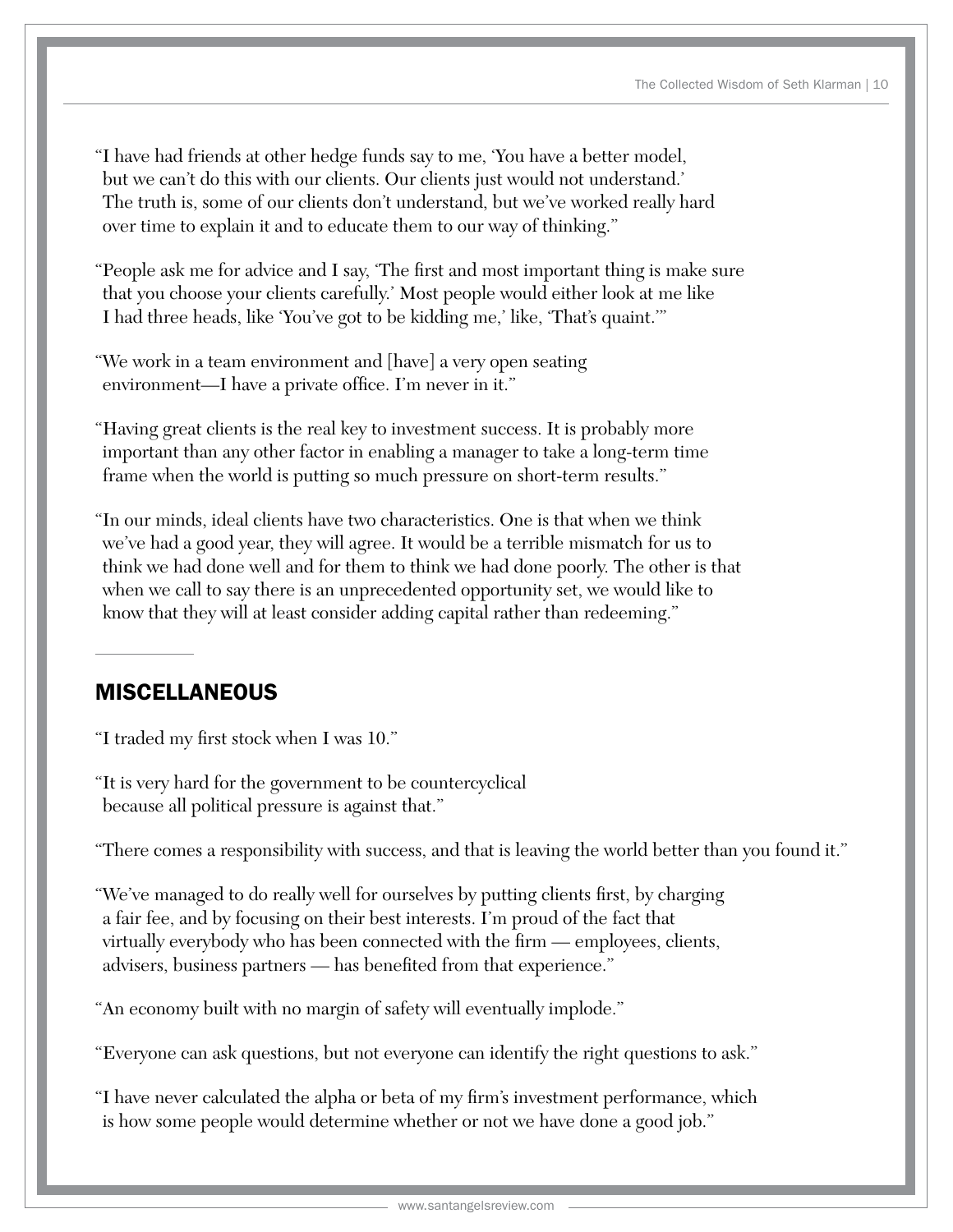"I have had friends at other hedge funds say to me, 'You have a better model, but we can't do this with our clients. Our clients just would not understand.' The truth is, some of our clients don't understand, but we've worked really hard over time to explain it and to educate them to our way of thinking."

"People ask me for advice and I say, 'The first and most important thing is make sure that you choose your clients carefully.' Most people would either look at me like I had three heads, like 'You've got to be kidding me,' like, 'That's quaint.'"

"We work in a team environment and [have] a very open seating environment—I have a private office. I'm never in it."

"Having great clients is the real key to investment success. It is probably more important than any other factor in enabling a manager to take a long-term time frame when the world is putting so much pressure on short-term results."

"In our minds, ideal clients have two characteristics. One is that when we think we've had a good year, they will agree. It would be a terrible mismatch for us to think we had done well and for them to think we had done poorly. The other is that when we call to say there is an unprecedented opportunity set, we would like to know that they will at least consider adding capital rather than redeeming."

## MISCELLANEOUS

"I traded my first stock when I was 10."

"It is very hard for the government to be countercyclical because all political pressure is against that."

"There comes a responsibility with success, and that is leaving the world better than you found it."

"We've managed to do really well for ourselves by putting clients first, by charging a fair fee, and by focusing on their best interests. I'm proud of the fact that virtually everybody who has been connected with the firm — employees, clients, advisers, business partners — has benefited from that experience."

"An economy built with no margin of safety will eventually implode."

"Everyone can ask questions, but not everyone can identify the right questions to ask."

"I have never calculated the alpha or beta of my firm's investment performance, which is how some people would determine whether or not we have done a good job."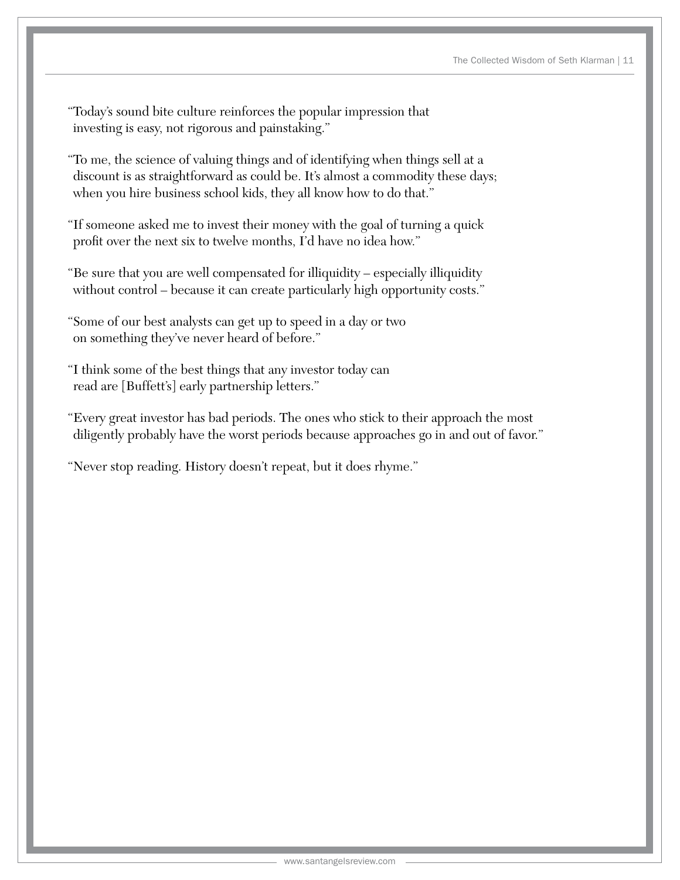"Today's sound bite culture reinforces the popular impression that investing is easy, not rigorous and painstaking."

"To me, the science of valuing things and of identifying when things sell at a discount is as straightforward as could be. It's almost a commodity these days; when you hire business school kids, they all know how to do that."

"If someone asked me to invest their money with the goal of turning a quick profit over the next six to twelve months, I'd have no idea how."

"Be sure that you are well compensated for illiquidity – especially illiquidity without control – because it can create particularly high opportunity costs."

"Some of our best analysts can get up to speed in a day or two on something they've never heard of before."

"I think some of the best things that any investor today can read are [Buffett's] early partnership letters."

"Every great investor has bad periods. The ones who stick to their approach the most diligently probably have the worst periods because approaches go in and out of favor."

"Never stop reading. History doesn't repeat, but it does rhyme."